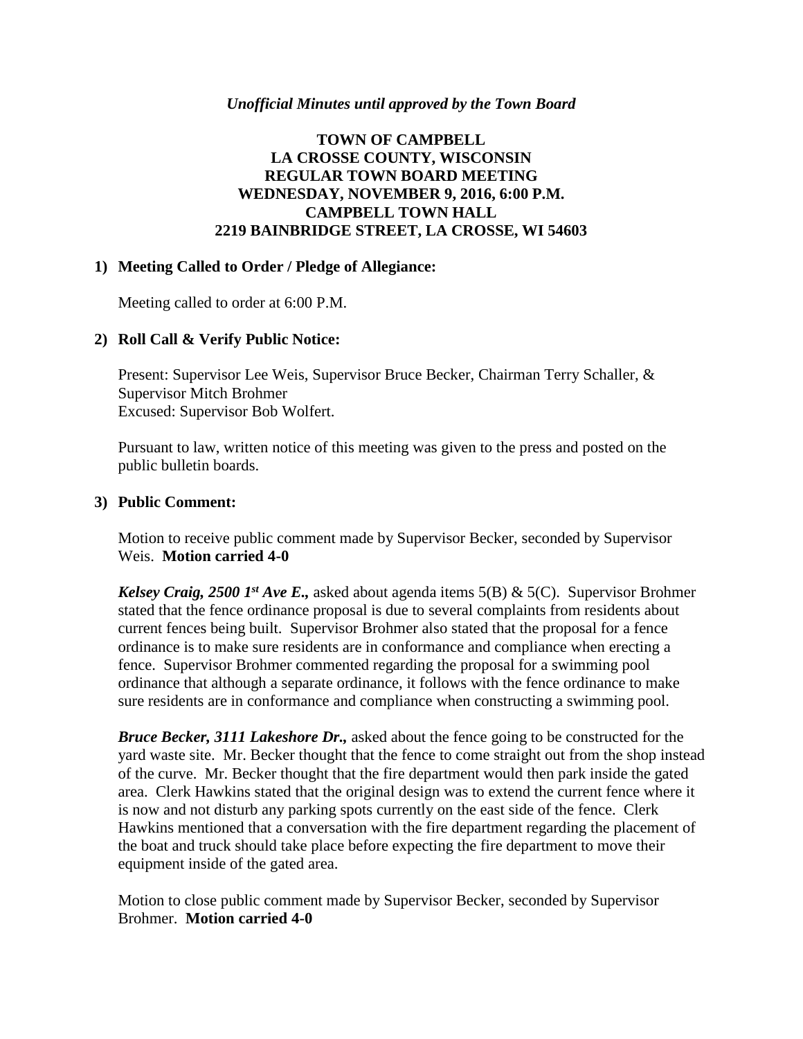*Unofficial Minutes until approved by the Town Board*

# TOWN OF CAMPBELL
# LA CROSSE COUNTY, WISCONSIN
# REGULAR TOWN BOARD MEETING
# WEDNESDAY, NOVEMBER 9, 2016, 6:00 P.M.
# CAMPBELL TOWN HALL
# 2219 BAINBRIDGE STREET, LA CROSSE, WI 54603

## 1) Meeting Called to Order / Pledge of Allegiance:

Meeting called to order at 6:00 P.M.

## 2) Roll Call & Verify Public Notice:

Present: Supervisor Lee Weis, Supervisor Bruce Becker, Chairman Terry Schaller, & Supervisor Mitch Brohmer
Excused: Supervisor Bob Wolfert.

Pursuant to law, written notice of this meeting was given to the press and posted on the public bulletin boards.

## 3) Public Comment:

Motion to receive public comment made by Supervisor Becker, seconded by Supervisor Weis. **Motion carried 4-0**

***Kelsey Craig, 2500 1st Ave E.,*** asked about agenda items 5(B) & 5(C). Supervisor Brohmer stated that the fence ordinance proposal is due to several complaints from residents about current fences being built. Supervisor Brohmer also stated that the proposal for a fence ordinance is to make sure residents are in conformance and compliance when erecting a fence. Supervisor Brohmer commented regarding the proposal for a swimming pool ordinance that although a separate ordinance, it follows with the fence ordinance to make sure residents are in conformance and compliance when constructing a swimming pool.

***Bruce Becker, 3111 Lakeshore Dr.,*** asked about the fence going to be constructed for the yard waste site. Mr. Becker thought that the fence to come straight out from the shop instead of the curve. Mr. Becker thought that the fire department would then park inside the gated area. Clerk Hawkins stated that the original design was to extend the current fence where it is now and not disturb any parking spots currently on the east side of the fence. Clerk Hawkins mentioned that a conversation with the fire department regarding the placement of the boat and truck should take place before expecting the fire department to move their equipment inside of the gated area.

Motion to close public comment made by Supervisor Becker, seconded by Supervisor Brohmer. **Motion carried 4-0**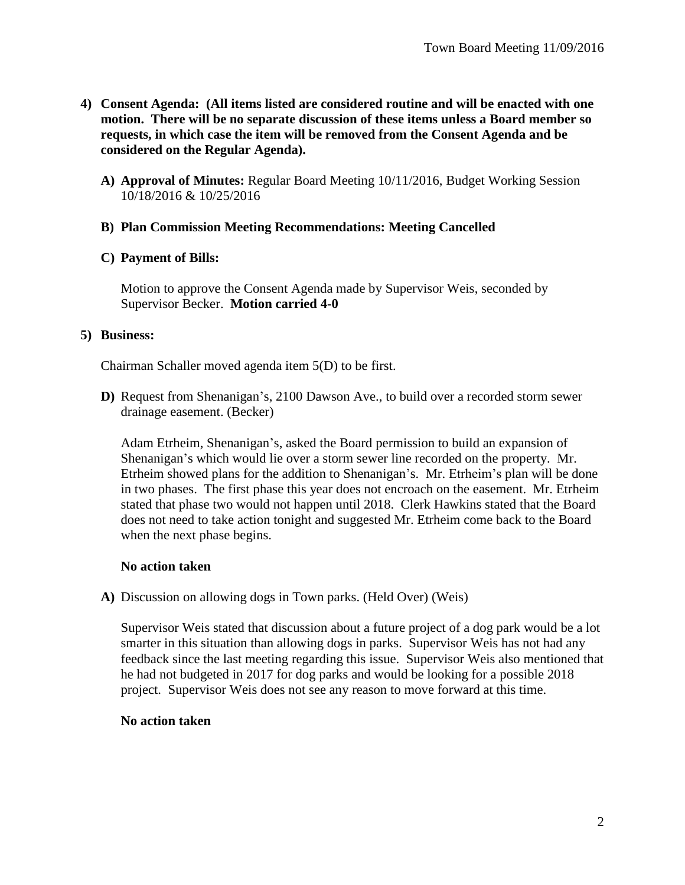4) **Consent Agenda: (All items listed are considered routine and will be enacted with one motion. There will be no separate discussion of these items unless a Board member so requests, in which case the item will be removed from the Consent Agenda and be considered on the Regular Agenda).**

   A) **Approval of Minutes:** Regular Board Meeting 10/11/2016, Budget Working Session 10/18/2016 & 10/25/2016

   B) **Plan Commission Meeting Recommendations: Meeting Cancelled**

   C) **Payment of Bills:**

   Motion to approve the Consent Agenda made by Supervisor Weis, seconded by Supervisor Becker. **Motion carried 4-0**

5) **Business:**

   Chairman Schaller moved agenda item 5(D) to be first.

   **D)** Request from Shenanigan's, 2100 Dawson Ave., to build over a recorded storm sewer drainage easement. (Becker)

   Adam Etrheim, Shenanigan's, asked the Board permission to build an expansion of Shenanigan's which would lie over a storm sewer line recorded on the property. Mr. Etrheim showed plans for the addition to Shenanigan's. Mr. Etrheim's plan will be done in two phases. The first phase this year does not encroach on the easement. Mr. Etrheim stated that phase two would not happen until 2018. Clerk Hawkins stated that the Board does not need to take action tonight and suggested Mr. Etrheim come back to the Board when the next phase begins.

   **No action taken**

   **A)** Discussion on allowing dogs in Town parks. (Held Over) (Weis)

   Supervisor Weis stated that discussion about a future project of a dog park would be a lot smarter in this situation than allowing dogs in parks. Supervisor Weis has not had any feedback since the last meeting regarding this issue. Supervisor Weis also mentioned that he had not budgeted in 2017 for dog parks and would be looking for a possible 2018 project. Supervisor Weis does not see any reason to move forward at this time.

   **No action taken**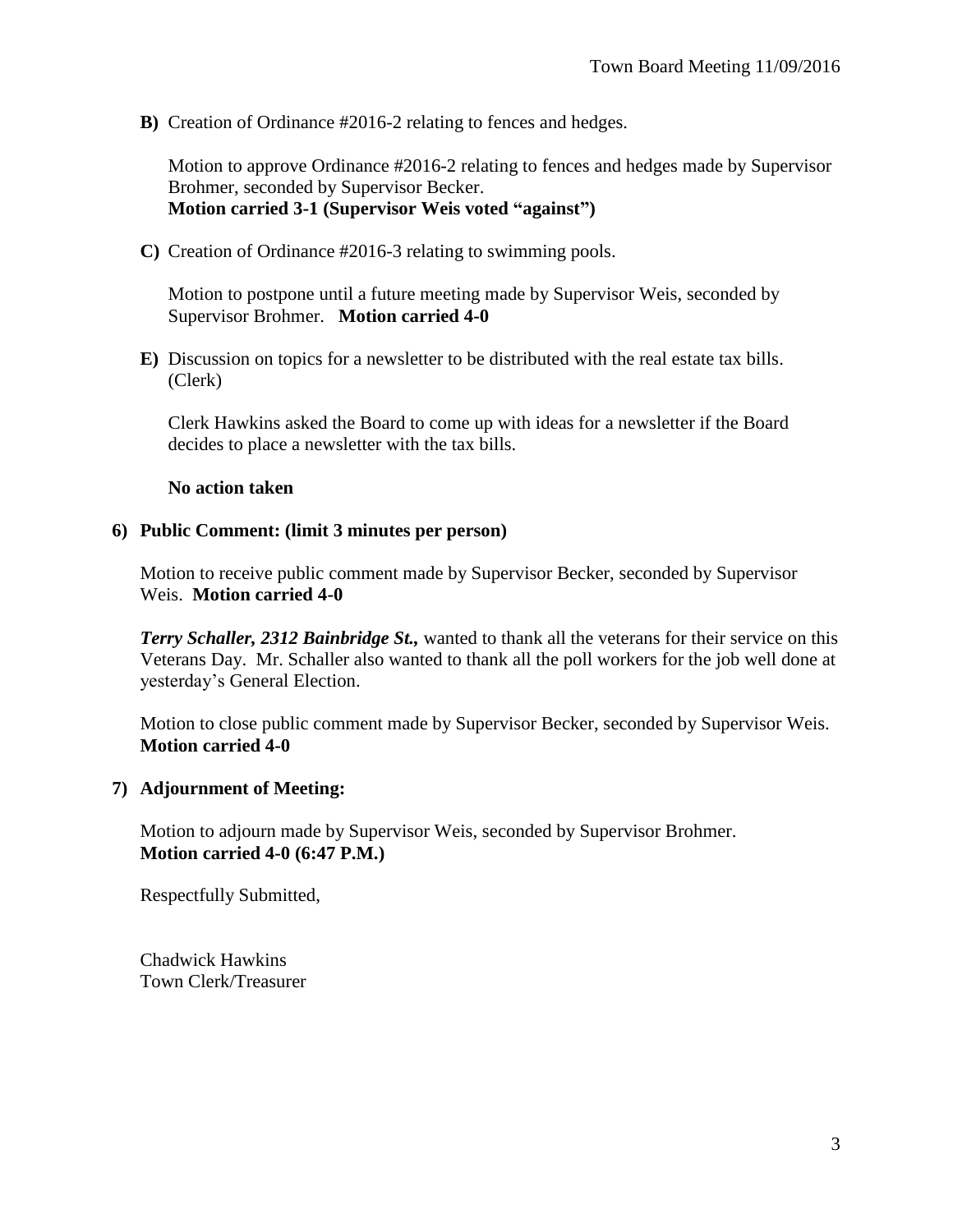**B)** Creation of Ordinance #2016-2 relating to fences and hedges.

Motion to approve Ordinance #2016-2 relating to fences and hedges made by Supervisor Brohmer, seconded by Supervisor Becker.
**Motion carried 3-1 (Supervisor Weis voted "against")**

**C)** Creation of Ordinance #2016-3 relating to swimming pools.

Motion to postpone until a future meeting made by Supervisor Weis, seconded by Supervisor Brohmer. **Motion carried 4-0**

**E)** Discussion on topics for a newsletter to be distributed with the real estate tax bills. (Clerk)

Clerk Hawkins asked the Board to come up with ideas for a newsletter if the Board decides to place a newsletter with the tax bills.

**No action taken**

**6) Public Comment: (limit 3 minutes per person)**

Motion to receive public comment made by Supervisor Becker, seconded by Supervisor Weis. **Motion carried 4-0**

***Terry Schaller, 2312 Bainbridge St.,*** wanted to thank all the veterans for their service on this Veterans Day. Mr. Schaller also wanted to thank all the poll workers for the job well done at yesterday's General Election.

Motion to close public comment made by Supervisor Becker, seconded by Supervisor Weis.
**Motion carried 4-0**

**7) Adjournment of Meeting:**

Motion to adjourn made by Supervisor Weis, seconded by Supervisor Brohmer.
**Motion carried 4-0 (6:47 P.M.)**

Respectfully Submitted,

Chadwick Hawkins
Town Clerk/Treasurer